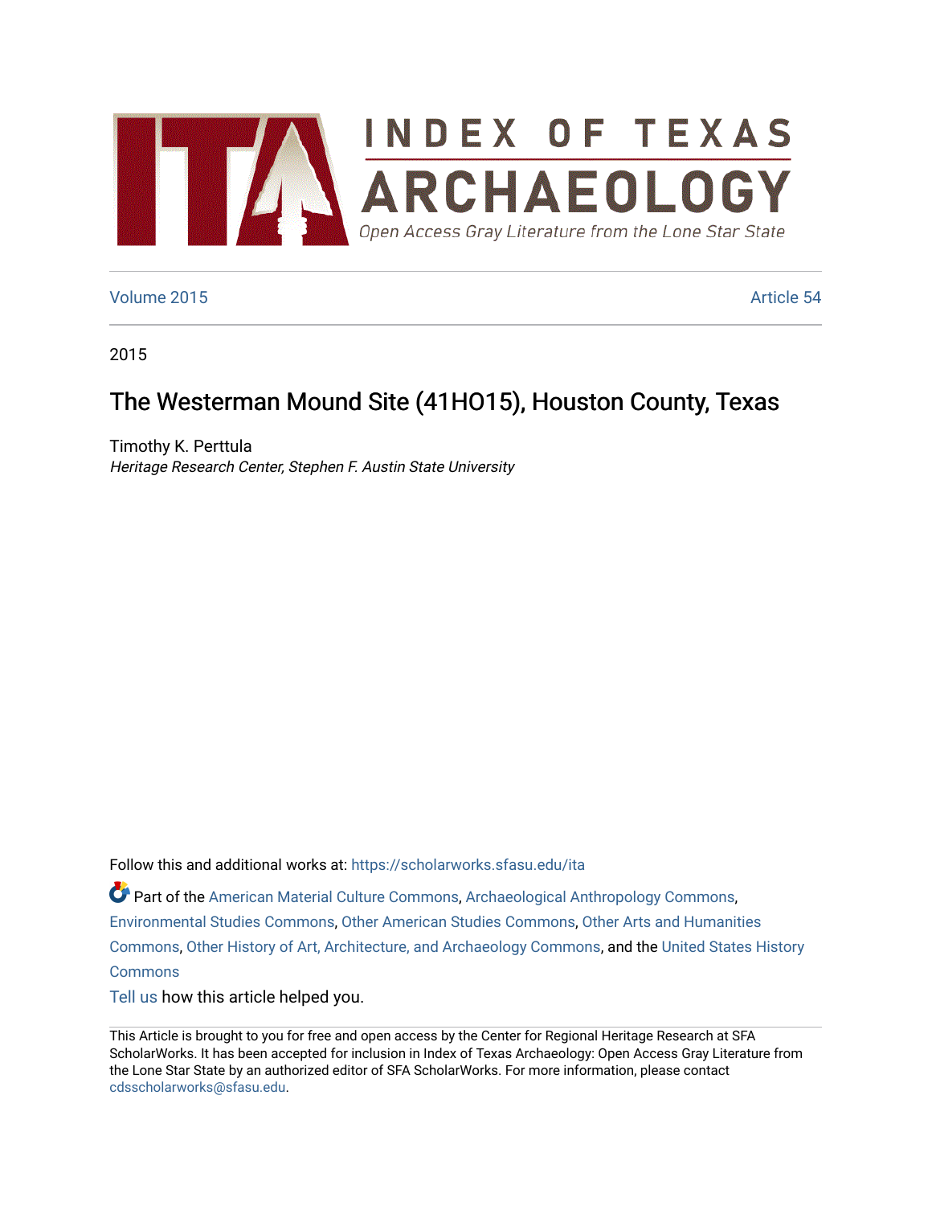# INDEX OF TEXAS ARCHAEOLOGY

*Open Access Gray Literature from the Lone Star State*

Volume 2015 | Article 54

2015

# The Westerman Mound Site (41HO15), Houston County, Texas

Timothy K. Perttula
*Heritage Research Center, Stephen F. Austin State University*

Follow this and additional works at: https://scholarworks.sfasu.edu/ita

Part of the American Material Culture Commons, Archaeological Anthropology Commons, Environmental Studies Commons, Other American Studies Commons, Other Arts and Humanities Commons, Other History of Art, Architecture, and Archaeology Commons, and the United States History Commons

Tell us how this article helped you.

This Article is brought to you for free and open access by the Center for Regional Heritage Research at SFA ScholarWorks. It has been accepted for inclusion in Index of Texas Archaeology: Open Access Gray Literature from the Lone Star State by an authorized editor of SFA ScholarWorks. For more information, please contact cdsscholarworks@sfasu.edu.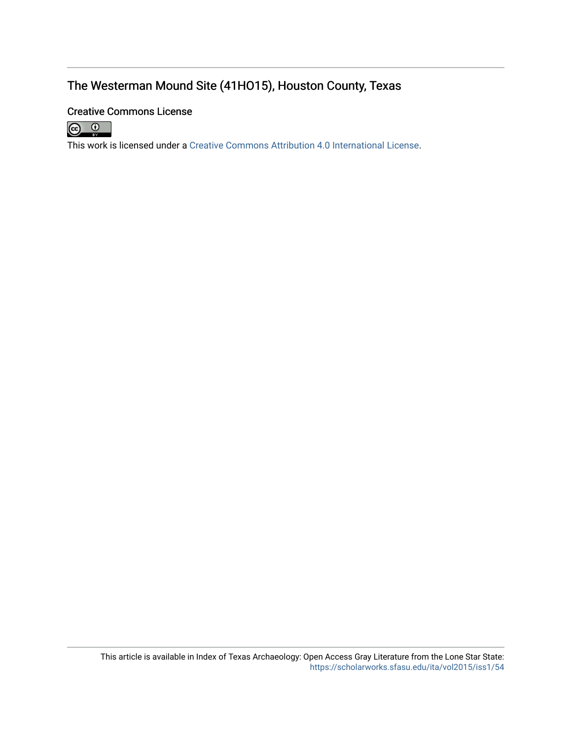The Westerman Mound Site (41HO15), Houston County, Texas

Creative Commons License

This work is licensed under a Creative Commons Attribution 4.0 International License.

This article is available in Index of Texas Archaeology: Open Access Gray Literature from the Lone Star State: https://scholarworks.sfasu.edu/ita/vol2015/iss1/54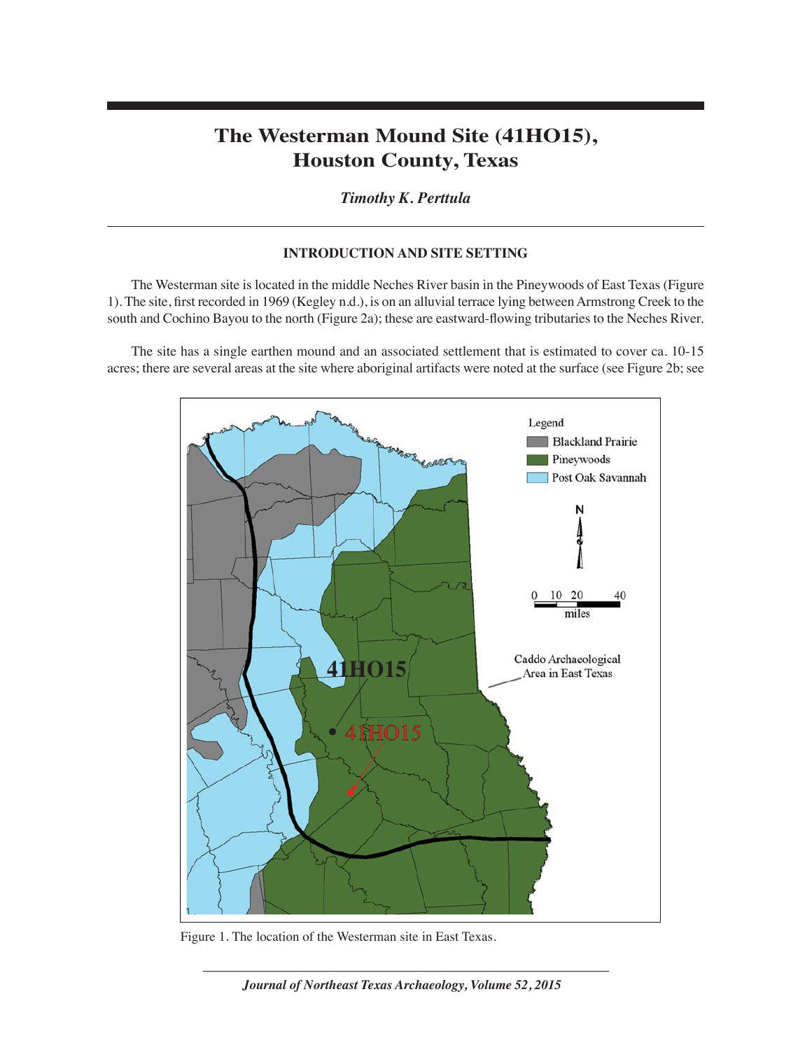# The Westerman Mound Site (41HO15), Houston County, Texas

*Timothy K. Perttula*

## INTRODUCTION AND SITE SETTING

The Westerman site is located in the middle Neches River basin in the Pineywoods of East Texas (Figure 1). The site, first recorded in 1969 (Kegley n.d.), is on an alluvial terrace lying between Armstrong Creek to the south and Cochino Bayou to the north (Figure 2a); these are eastward-flowing tributaries to the Neches River.

The site has a single earthen mound and an associated settlement that is estimated to cover ca. 10-15 acres; there are several areas at the site where aboriginal artifacts were noted at the surface (see Figure 2b; see

Figure 1. The location of the Westerman site in East Texas.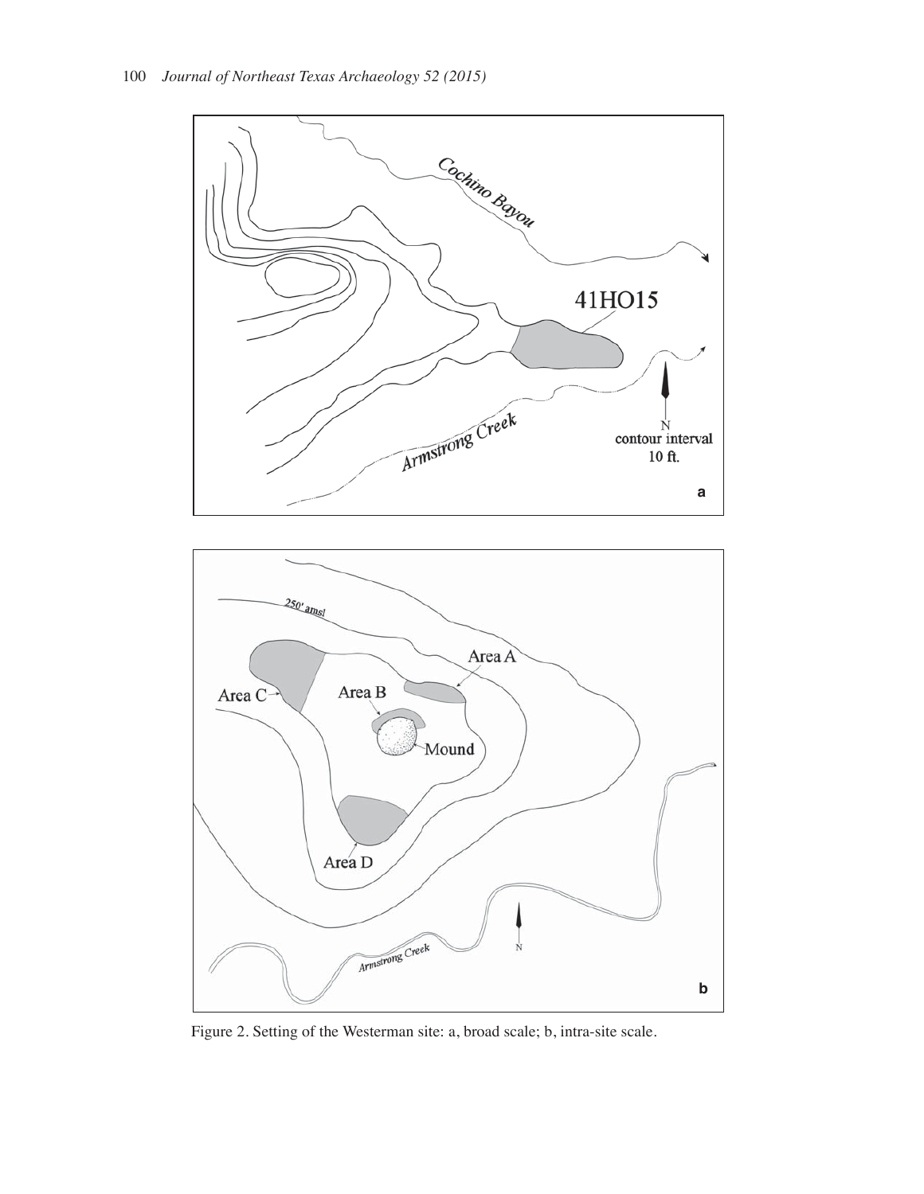Figure 2. Setting of the Westerman site: a, broad scale; b, intra-site scale.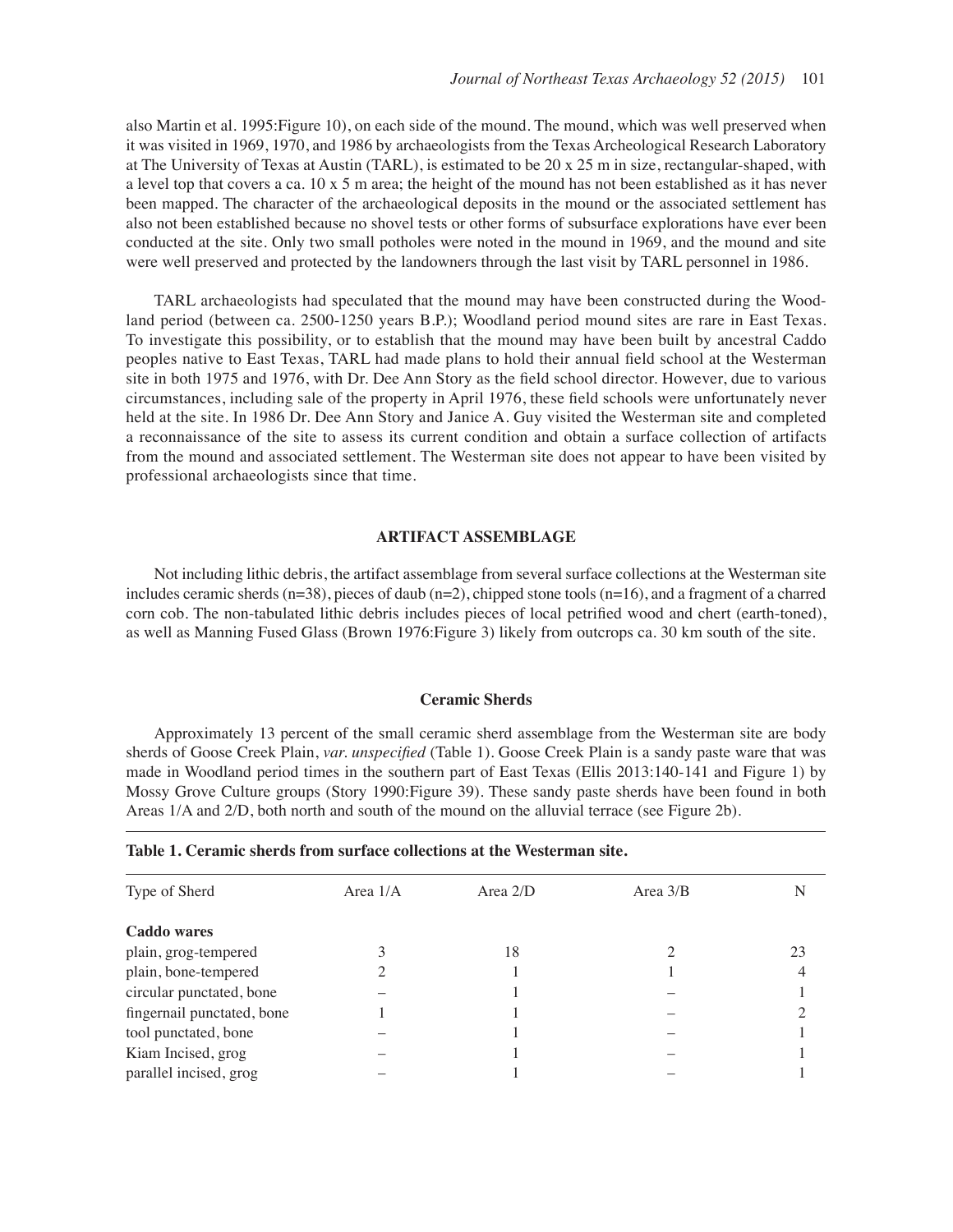also Martin et al. 1995:Figure 10), on each side of the mound. The mound, which was well preserved when it was visited in 1969, 1970, and 1986 by archaeologists from the Texas Archeological Research Laboratory at The University of Texas at Austin (TARL), is estimated to be 20 x 25 m in size, rectangular-shaped, with a level top that covers a ca. 10 x 5 m area; the height of the mound has not been established as it has never been mapped. The character of the archaeological deposits in the mound or the associated settlement has also not been established because no shovel tests or other forms of subsurface explorations have ever been conducted at the site. Only two small potholes were noted in the mound in 1969, and the mound and site were well preserved and protected by the landowners through the last visit by TARL personnel in 1986.

TARL archaeologists had speculated that the mound may have been constructed during the Woodland period (between ca. 2500-1250 years B.P.); Woodland period mound sites are rare in East Texas. To investigate this possibility, or to establish that the mound may have been built by ancestral Caddo peoples native to East Texas, TARL had made plans to hold their annual field school at the Westerman site in both 1975 and 1976, with Dr. Dee Ann Story as the field school director. However, due to various circumstances, including sale of the property in April 1976, these field schools were unfortunately never held at the site. In 1986 Dr. Dee Ann Story and Janice A. Guy visited the Westerman site and completed a reconnaissance of the site to assess its current condition and obtain a surface collection of artifacts from the mound and associated settlement. The Westerman site does not appear to have been visited by professional archaeologists since that time.

## ARTIFACT ASSEMBLAGE

Not including lithic debris, the artifact assemblage from several surface collections at the Westerman site includes ceramic sherds (n=38), pieces of daub (n=2), chipped stone tools (n=16), and a fragment of a charred corn cob. The non-tabulated lithic debris includes pieces of local petrified wood and chert (earth-toned), as well as Manning Fused Glass (Brown 1976:Figure 3) likely from outcrops ca. 30 km south of the site.

### Ceramic Sherds

Approximately 13 percent of the small ceramic sherd assemblage from the Westerman site are body sherds of Goose Creek Plain, *var. unspecified* (Table 1). Goose Creek Plain is a sandy paste ware that was made in Woodland period times in the southern part of East Texas (Ellis 2013:140-141 and Figure 1) by Mossy Grove Culture groups (Story 1990:Figure 39). These sandy paste sherds have been found in both Areas 1/A and 2/D, both north and south of the mound on the alluvial terrace (see Figure 2b).

**Table 1. Ceramic sherds from surface collections at the Westerman site.**

| Type of Sherd | Area 1/A | Area 2/D | Area 3/B | N |
|---|---|---|---|---|
| **Caddo wares** | | | | |
| plain, grog-tempered | 3 | 18 | 2 | 23 |
| plain, bone-tempered | 2 | 1 | 1 | 4 |
| circular punctated, bone | – | 1 | – | 1 |
| fingernail punctated, bone | 1 | 1 | – | 2 |
| tool punctated, bone | – | 1 | – | 1 |
| Kiam Incised, grog | – | 1 | – | 1 |
| parallel incised, grog | – | 1 | – | 1 |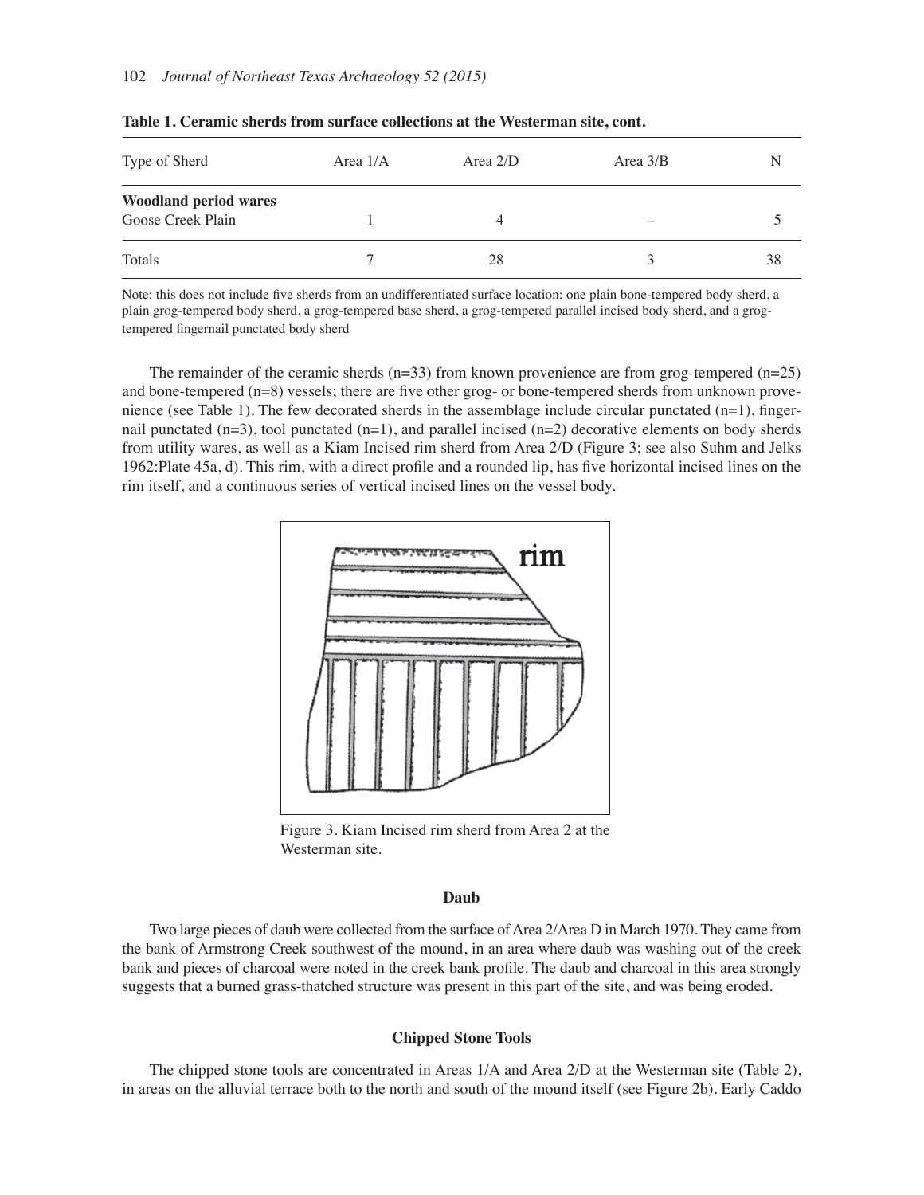**Table 1. Ceramic sherds from surface collections at the Westerman site, cont.**

| Type of Sherd | Area 1/A | Area 2/D | Area 3/B | N |
|---|---|---|---|---|
| **Woodland period wares** | | | | |
| Goose Creek Plain | 1 | 4 | – | 5 |
| Totals | 7 | 28 | 3 | 38 |

Note: this does not include five sherds from an undifferentiated surface location: one plain bone-tempered body sherd, a plain grog-tempered body sherd, a grog-tempered base sherd, a grog-tempered parallel incised body sherd, and a grog-tempered fingernail punctated body sherd

The remainder of the ceramic sherds (n=33) from known provenience are from grog-tempered (n=25) and bone-tempered (n=8) vessels; there are five other grog- or bone-tempered sherds from unknown provenience (see Table 1). The few decorated sherds in the assemblage include circular punctated (n=1), fingernail punctated (n=3), tool punctated (n=1), and parallel incised (n=2) decorative elements on body sherds from utility wares, as well as a Kiam Incised rim sherd from Area 2/D (Figure 3; see also Suhm and Jelks 1962:Plate 45a, d). This rim, with a direct profile and a rounded lip, has five horizontal incised lines on the rim itself, and a continuous series of vertical incised lines on the vessel body.

Figure 3. Kiam Incised rim sherd from Area 2 at the Westerman site.

### Daub

Two large pieces of daub were collected from the surface of Area 2/Area D in March 1970. They came from the bank of Armstrong Creek southwest of the mound, in an area where daub was washing out of the creek bank and pieces of charcoal were noted in the creek bank profile. The daub and charcoal in this area strongly suggests that a burned grass-thatched structure was present in this part of the site, and was being eroded.

### Chipped Stone Tools

The chipped stone tools are concentrated in Areas 1/A and Area 2/D at the Westerman site (Table 2), in areas on the alluvial terrace both to the north and south of the mound itself (see Figure 2b). Early Caddo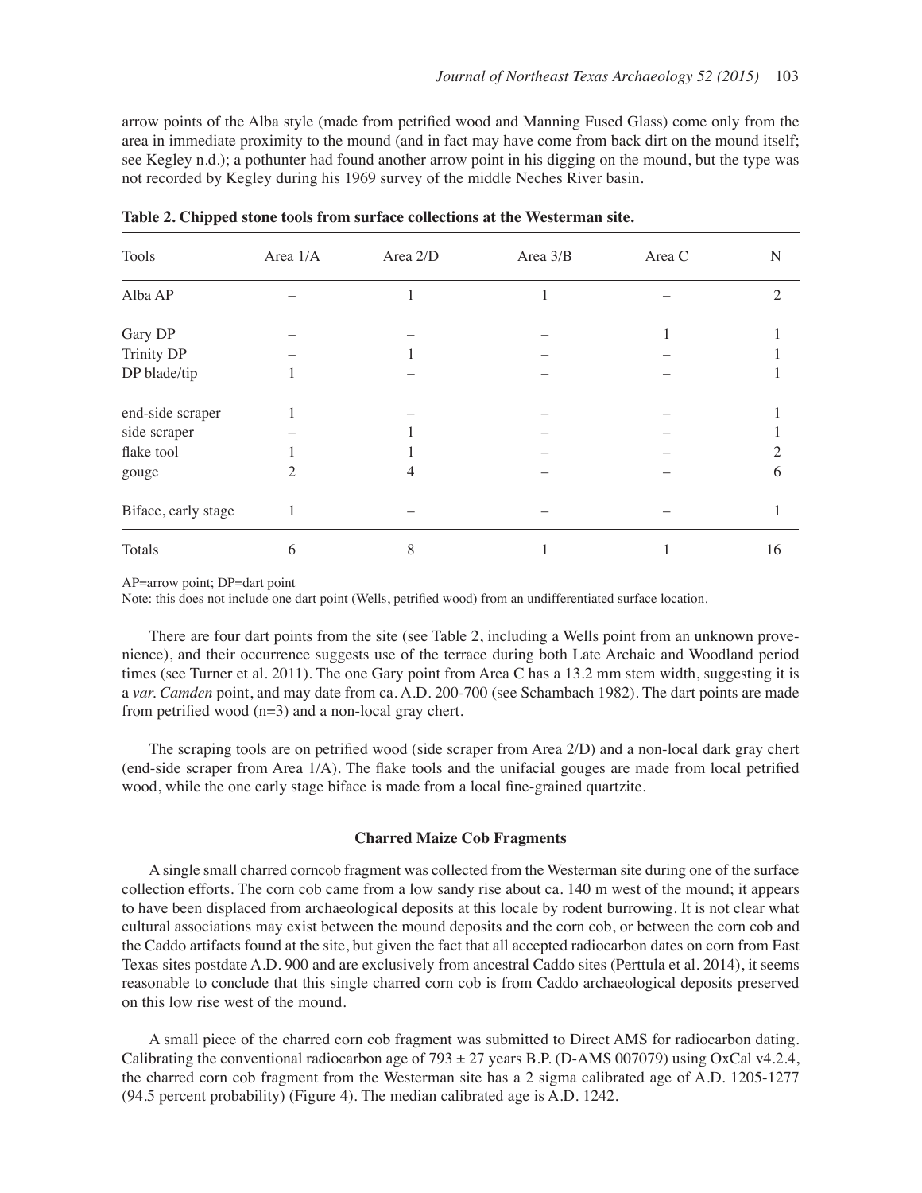arrow points of the Alba style (made from petrified wood and Manning Fused Glass) come only from the area in immediate proximity to the mound (and in fact may have come from back dirt on the mound itself; see Kegley n.d.); a pothunter had found another arrow point in his digging on the mound, but the type was not recorded by Kegley during his 1969 survey of the middle Neches River basin.

**Table 2. Chipped stone tools from surface collections at the Westerman site.**

| Tools | Area 1/A | Area 2/D | Area 3/B | Area C | N |
|---|---|---|---|---|---|
| Alba AP | – | 1 | 1 | – | 2 |
| Gary DP | – | – | – | 1 | 1 |
| Trinity DP | – | 1 | – | – | 1 |
| DP blade/tip | 1 | – | – | – | 1 |
| end-side scraper | 1 | – | – | – | 1 |
| side scraper | – | 1 | – | – | 1 |
| flake tool | 1 | 1 | – | – | 2 |
| gouge | 2 | 4 | – | – | 6 |
| Biface, early stage | 1 | – | – | – | 1 |
| Totals | 6 | 8 | 1 | 1 | 16 |

AP=arrow point; DP=dart point

Note: this does not include one dart point (Wells, petrified wood) from an undifferentiated surface location.

There are four dart points from the site (see Table 2, including a Wells point from an unknown provenience), and their occurrence suggests use of the terrace during both Late Archaic and Woodland period times (see Turner et al. 2011). The one Gary point from Area C has a 13.2 mm stem width, suggesting it is a *var. Camden* point, and may date from ca. A.D. 200-700 (see Schambach 1982). The dart points are made from petrified wood (n=3) and a non-local gray chert.

The scraping tools are on petrified wood (side scraper from Area 2/D) and a non-local dark gray chert (end-side scraper from Area 1/A). The flake tools and the unifacial gouges are made from local petrified wood, while the one early stage biface is made from a local fine-grained quartzite.

### Charred Maize Cob Fragments

A single small charred corncob fragment was collected from the Westerman site during one of the surface collection efforts. The corn cob came from a low sandy rise about ca. 140 m west of the mound; it appears to have been displaced from archaeological deposits at this locale by rodent burrowing. It is not clear what cultural associations may exist between the mound deposits and the corn cob, or between the corn cob and the Caddo artifacts found at the site, but given the fact that all accepted radiocarbon dates on corn from East Texas sites postdate A.D. 900 and are exclusively from ancestral Caddo sites (Perttula et al. 2014), it seems reasonable to conclude that this single charred corn cob is from Caddo archaeological deposits preserved on this low rise west of the mound.

A small piece of the charred corn cob fragment was submitted to Direct AMS for radiocarbon dating. Calibrating the conventional radiocarbon age of 793 ± 27 years B.P. (D-AMS 007079) using OxCal v4.2.4, the charred corn cob fragment from the Westerman site has a 2 sigma calibrated age of A.D. 1205-1277 (94.5 percent probability) (Figure 4). The median calibrated age is A.D. 1242.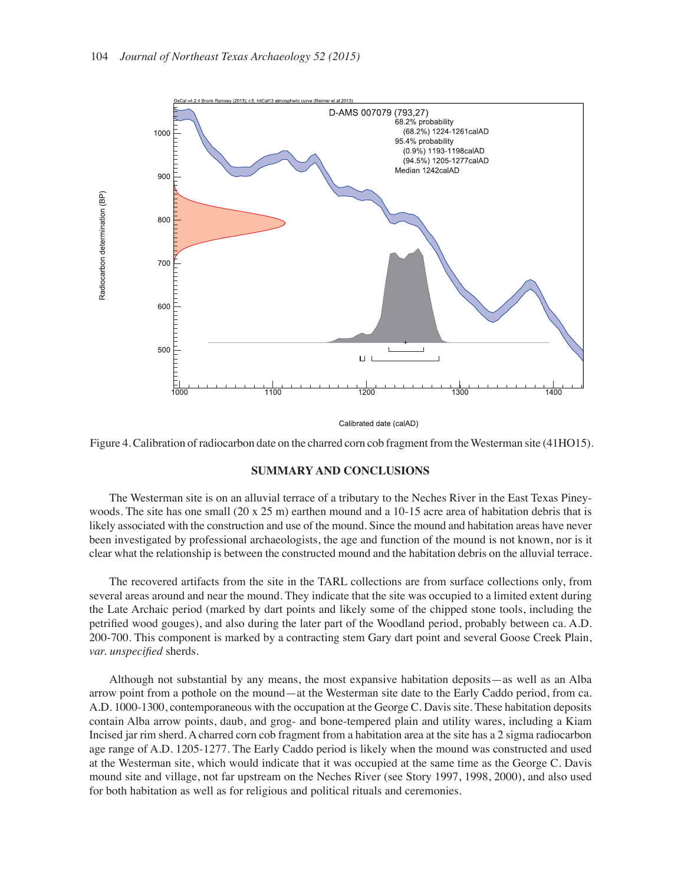Figure 4. Calibration of radiocarbon date on the charred corn cob fragment from the Westerman site (41HO15).

## SUMMARY AND CONCLUSIONS

The Westerman site is on an alluvial terrace of a tributary to the Neches River in the East Texas Pineywoods. The site has one small (20 x 25 m) earthen mound and a 10-15 acre area of habitation debris that is likely associated with the construction and use of the mound. Since the mound and habitation areas have never been investigated by professional archaeologists, the age and function of the mound is not known, nor is it clear what the relationship is between the constructed mound and the habitation debris on the alluvial terrace.

The recovered artifacts from the site in the TARL collections are from surface collections only, from several areas around and near the mound. They indicate that the site was occupied to a limited extent during the Late Archaic period (marked by dart points and likely some of the chipped stone tools, including the petrified wood gouges), and also during the later part of the Woodland period, probably between ca. A.D. 200-700. This component is marked by a contracting stem Gary dart point and several Goose Creek Plain, *var. unspecified* sherds.

Although not substantial by any means, the most expansive habitation deposits—as well as an Alba arrow point from a pothole on the mound—at the Westerman site date to the Early Caddo period, from ca. A.D. 1000-1300, contemporaneous with the occupation at the George C. Davis site. These habitation deposits contain Alba arrow points, daub, and grog- and bone-tempered plain and utility wares, including a Kiam Incised jar rim sherd. A charred corn cob fragment from a habitation area at the site has a 2 sigma radiocarbon age range of A.D. 1205-1277. The Early Caddo period is likely when the mound was constructed and used at the Westerman site, which would indicate that it was occupied at the same time as the George C. Davis mound site and village, not far upstream on the Neches River (see Story 1997, 1998, 2000), and also used for both habitation as well as for religious and political rituals and ceremonies.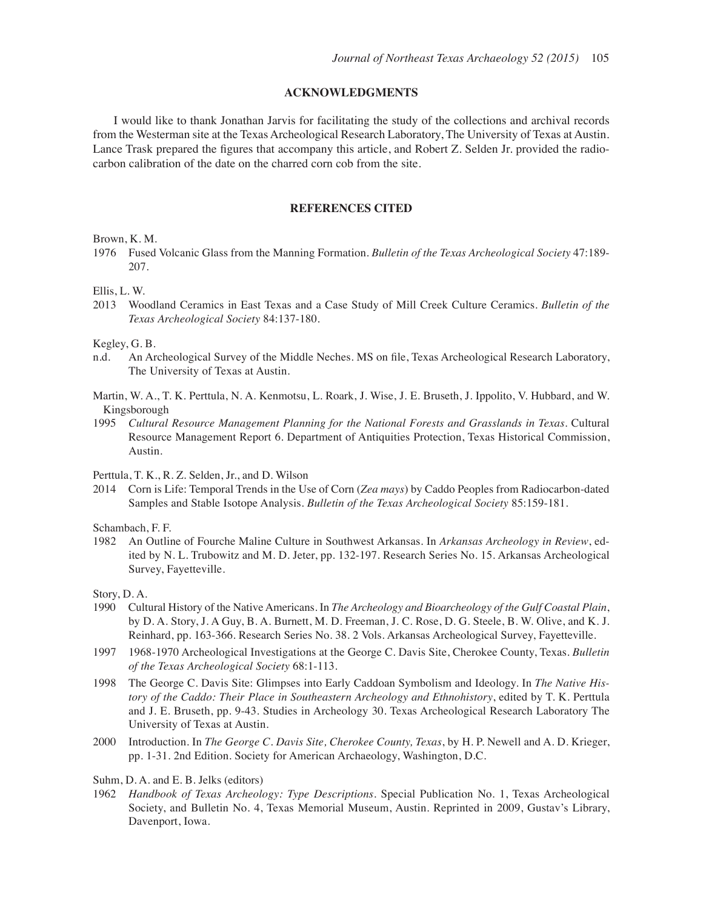## ACKNOWLEDGMENTS

I would like to thank Jonathan Jarvis for facilitating the study of the collections and archival records from the Westerman site at the Texas Archeological Research Laboratory, The University of Texas at Austin. Lance Trask prepared the figures that accompany this article, and Robert Z. Selden Jr. provided the radiocarbon calibration of the date on the charred corn cob from the site.

## REFERENCES CITED

Brown, K. M.

1976 Fused Volcanic Glass from the Manning Formation. *Bulletin of the Texas Archeological Society* 47:189-207.

Ellis, L. W.

2013 Woodland Ceramics in East Texas and a Case Study of Mill Creek Culture Ceramics. *Bulletin of the Texas Archeological Society* 84:137-180.

Kegley, G. B.

n.d. An Archeological Survey of the Middle Neches. MS on file, Texas Archeological Research Laboratory, The University of Texas at Austin.

Martin, W. A., T. K. Perttula, N. A. Kenmotsu, L. Roark, J. Wise, J. E. Bruseth, J. Ippolito, V. Hubbard, and W. Kingsborough

1995 *Cultural Resource Management Planning for the National Forests and Grasslands in Texas*. Cultural Resource Management Report 6. Department of Antiquities Protection, Texas Historical Commission, Austin.

Perttula, T. K., R. Z. Selden, Jr., and D. Wilson

2014 Corn is Life: Temporal Trends in the Use of Corn (*Zea mays*) by Caddo Peoples from Radiocarbon-dated Samples and Stable Isotope Analysis. *Bulletin of the Texas Archeological Society* 85:159-181.

Schambach, F. F.

1982 An Outline of Fourche Maline Culture in Southwest Arkansas. In *Arkansas Archeology in Review*, edited by N. L. Trubowitz and M. D. Jeter, pp. 132-197. Research Series No. 15. Arkansas Archeological Survey, Fayetteville.

Story, D. A.

1990 Cultural History of the Native Americans. In *The Archeology and Bioarcheology of the Gulf Coastal Plain*, by D. A. Story, J. A Guy, B. A. Burnett, M. D. Freeman, J. C. Rose, D. G. Steele, B. W. Olive, and K. J. Reinhard, pp. 163-366. Research Series No. 38. 2 Vols. Arkansas Archeological Survey, Fayetteville.

1997 1968-1970 Archeological Investigations at the George C. Davis Site, Cherokee County, Texas. *Bulletin of the Texas Archeological Society* 68:1-113.

1998 The George C. Davis Site: Glimpses into Early Caddoan Symbolism and Ideology. In *The Native History of the Caddo: Their Place in Southeastern Archeology and Ethnohistory*, edited by T. K. Perttula and J. E. Bruseth, pp. 9-43. Studies in Archeology 30. Texas Archeological Research Laboratory The University of Texas at Austin.

2000 Introduction. In *The George C. Davis Site, Cherokee County, Texas*, by H. P. Newell and A. D. Krieger, pp. 1-31. 2nd Edition. Society for American Archaeology, Washington, D.C.

Suhm, D. A. and E. B. Jelks (editors)

1962 *Handbook of Texas Archeology: Type Descriptions*. Special Publication No. 1, Texas Archeological Society, and Bulletin No. 4, Texas Memorial Museum, Austin. Reprinted in 2009, Gustav's Library, Davenport, Iowa.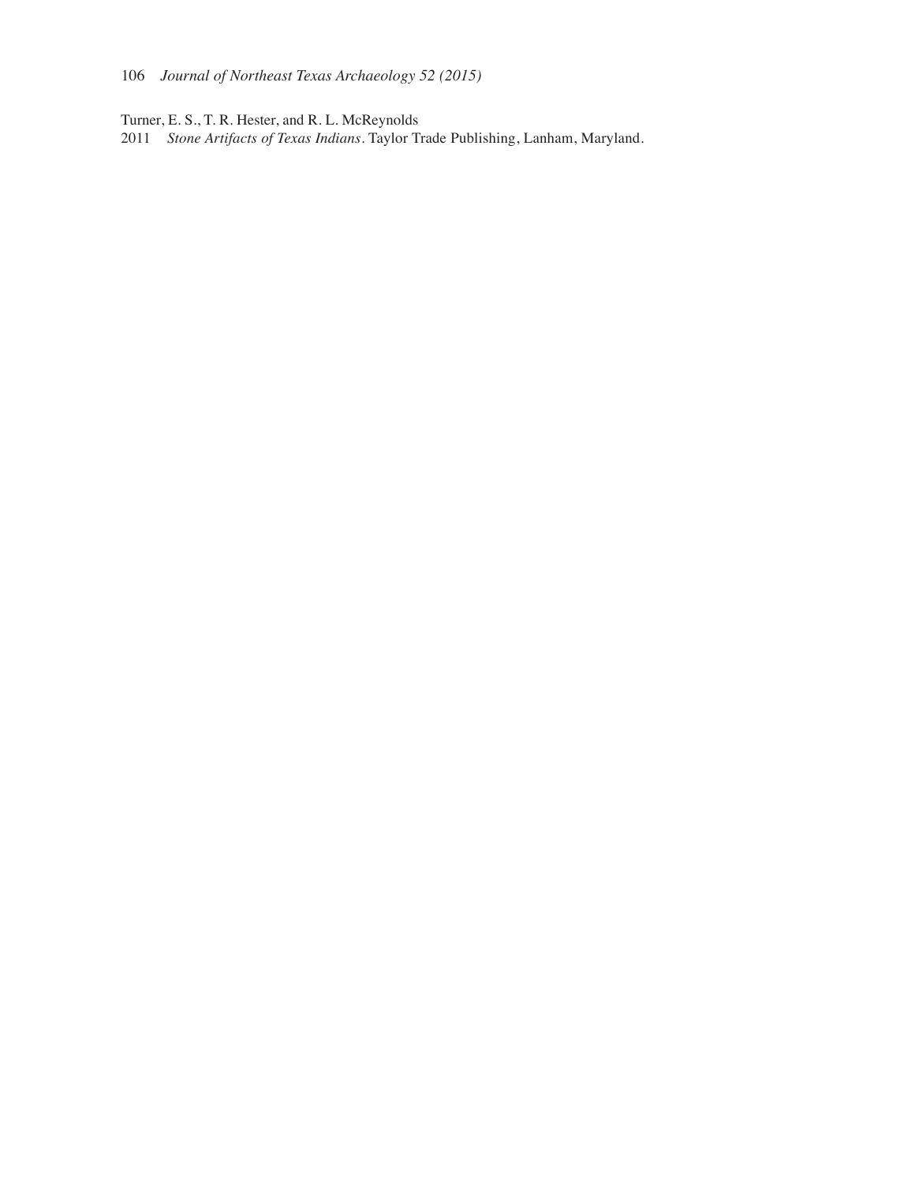Turner, E. S., T. R. Hester, and R. L. McReynolds
2011 *Stone Artifacts of Texas Indians*. Taylor Trade Publishing, Lanham, Maryland.